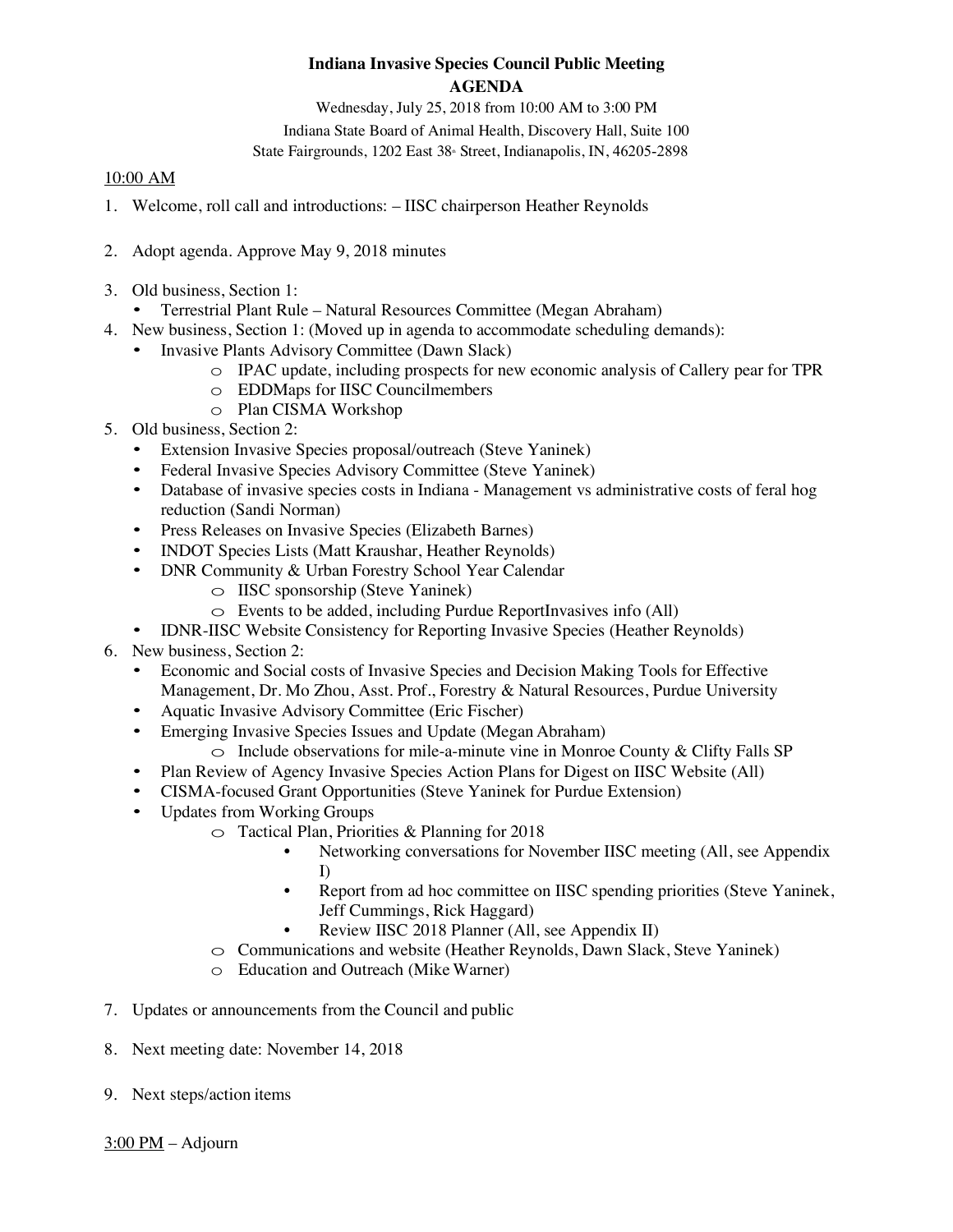**Indiana Invasive Species Council Public Meeting**

**AGENDA**

Wednesday, July 25, 2018 from 10:00 AM to 3:00 PM

Indiana State Board of Animal Health, Discovery Hall, Suite 100

State Fairgrounds, 1202 East 38th Street, Indianapolis, IN, 46205-2898

<u>10:00 AM</u>

1. Welcome, roll call and introductions: – IISC chairperson Heather Reynolds
2. Adopt agenda. Approve May 9, 2018 minutes
3. Old business, Section 1:
   - Terrestrial Plant Rule – Natural Resources Committee (Megan Abraham)
4. New business, Section 1: (Moved up in agenda to accommodate scheduling demands):
   - Invasive Plants Advisory Committee (Dawn Slack)
     - IPAC update, including prospects for new economic analysis of Callery pear for TPR
     - EDDMaps for IISC Councilmembers
     - Plan CISMA Workshop
5. Old business, Section 2:
   - Extension Invasive Species proposal/outreach (Steve Yaninek)
   - Federal Invasive Species Advisory Committee (Steve Yaninek)
   - Database of invasive species costs in Indiana - Management vs administrative costs of feral hog reduction (Sandi Norman)
   - Press Releases on Invasive Species (Elizabeth Barnes)
   - INDOT Species Lists (Matt Kraushar, Heather Reynolds)
   - DNR Community & Urban Forestry School Year Calendar
     - IISC sponsorship (Steve Yaninek)
     - Events to be added, including Purdue ReportInvasives info (All)
   - IDNR-IISC Website Consistency for Reporting Invasive Species (Heather Reynolds)
6. New business, Section 2:
   - Economic and Social costs of Invasive Species and Decision Making Tools for Effective Management, Dr. Mo Zhou, Asst. Prof., Forestry & Natural Resources, Purdue University
   - Aquatic Invasive Advisory Committee (Eric Fischer)
   - Emerging Invasive Species Issues and Update (Megan Abraham)
     - Include observations for mile-a-minute vine in Monroe County & Clifty Falls SP
   - Plan Review of Agency Invasive Species Action Plans for Digest on IISC Website (All)
   - CISMA-focused Grant Opportunities (Steve Yaninek for Purdue Extension)
   - Updates from Working Groups
     - Tactical Plan, Priorities & Planning for 2018
       - Networking conversations for November IISC meeting (All, see Appendix I)
       - Report from ad hoc committee on IISC spending priorities (Steve Yaninek, Jeff Cummings, Rick Haggard)
       - Review IISC 2018 Planner (All, see Appendix II)
     - Communications and website (Heather Reynolds, Dawn Slack, Steve Yaninek)
     - Education and Outreach (Mike Warner)
7. Updates or announcements from the Council and public
8. Next meeting date: November 14, 2018
9. Next steps/action items

<u>3:00 PM</u> – Adjourn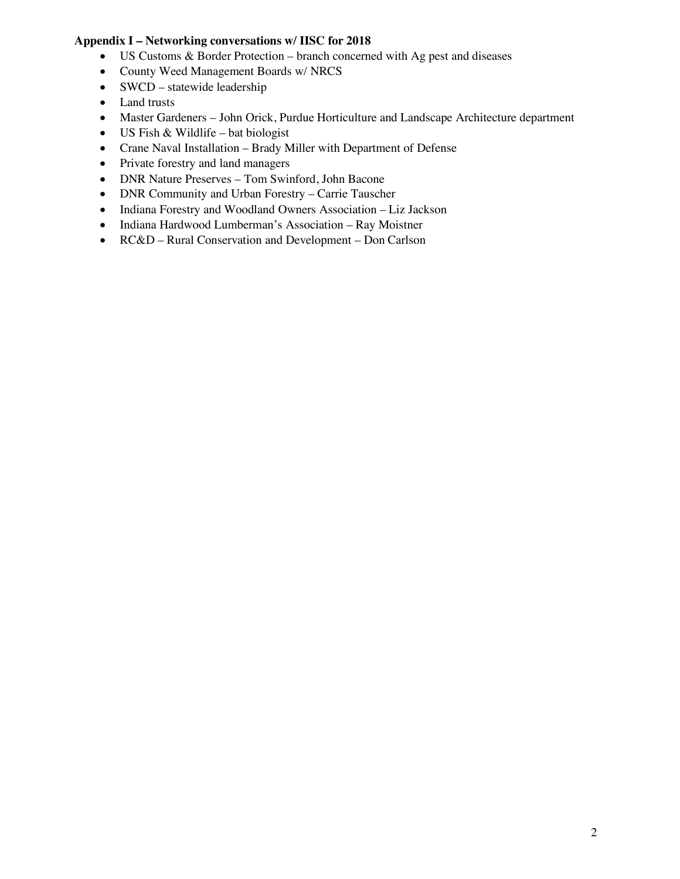**Appendix I – Networking conversations w/ IISC for 2018**

- US Customs & Border Protection – branch concerned with Ag pest and diseases
- County Weed Management Boards w/ NRCS
- SWCD – statewide leadership
- Land trusts
- Master Gardeners – John Orick, Purdue Horticulture and Landscape Architecture department
- US Fish & Wildlife – bat biologist
- Crane Naval Installation – Brady Miller with Department of Defense
- Private forestry and land managers
- DNR Nature Preserves – Tom Swinford, John Bacone
- DNR Community and Urban Forestry – Carrie Tauscher
- Indiana Forestry and Woodland Owners Association – Liz Jackson
- Indiana Hardwood Lumberman's Association – Ray Moistner
- RC&D – Rural Conservation and Development – Don Carlson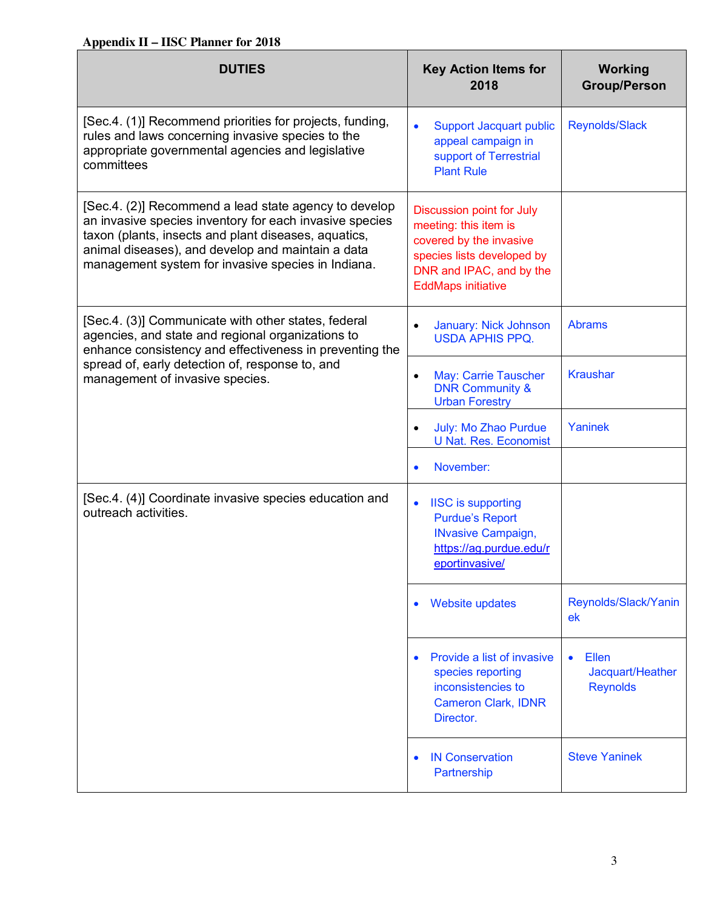**Appendix II – IISC Planner for 2018**

| DUTIES | Key Action Items for 2018 | Working Group/Person |
|---|---|---|
| [Sec.4. (1)] Recommend priorities for projects, funding, rules and laws concerning invasive species to the appropriate governmental agencies and legislative committees | • Support Jacquart public appeal campaign in support of Terrestrial Plant Rule | Reynolds/Slack |
| [Sec.4. (2)] Recommend a lead state agency to develop an invasive species inventory for each invasive species taxon (plants, insects and plant diseases, aquatics, animal diseases), and develop and maintain a data management system for invasive species in Indiana. | Discussion point for July meeting: this item is covered by the invasive species lists developed by DNR and IPAC, and by the EddMaps initiative | |
| [Sec.4. (3)] Communicate with other states, federal agencies, and state and regional organizations to enhance consistency and effectiveness in preventing the spread of, early detection of, response to, and management of invasive species. | • January: Nick Johnson USDA APHIS PPQ. | Abrams |
| | • May: Carrie Tauscher DNR Community & Urban Forestry | Kraushar |
| | • July: Mo Zhao Purdue U Nat. Res. Economist | Yaninek |
| | • November: | |
| [Sec.4. (4)] Coordinate invasive species education and outreach activities. | • IISC is supporting Purdue's Report INvasive Campaign, https://ag.purdue.edu/reportinvasive/ | |
| | • Website updates | Reynolds/Slack/Yaninek |
| | • Provide a list of invasive species reporting inconsistencies to Cameron Clark, IDNR Director. | • Ellen Jacquart/Heather Reynolds |
| | • IN Conservation Partnership | Steve Yaninek |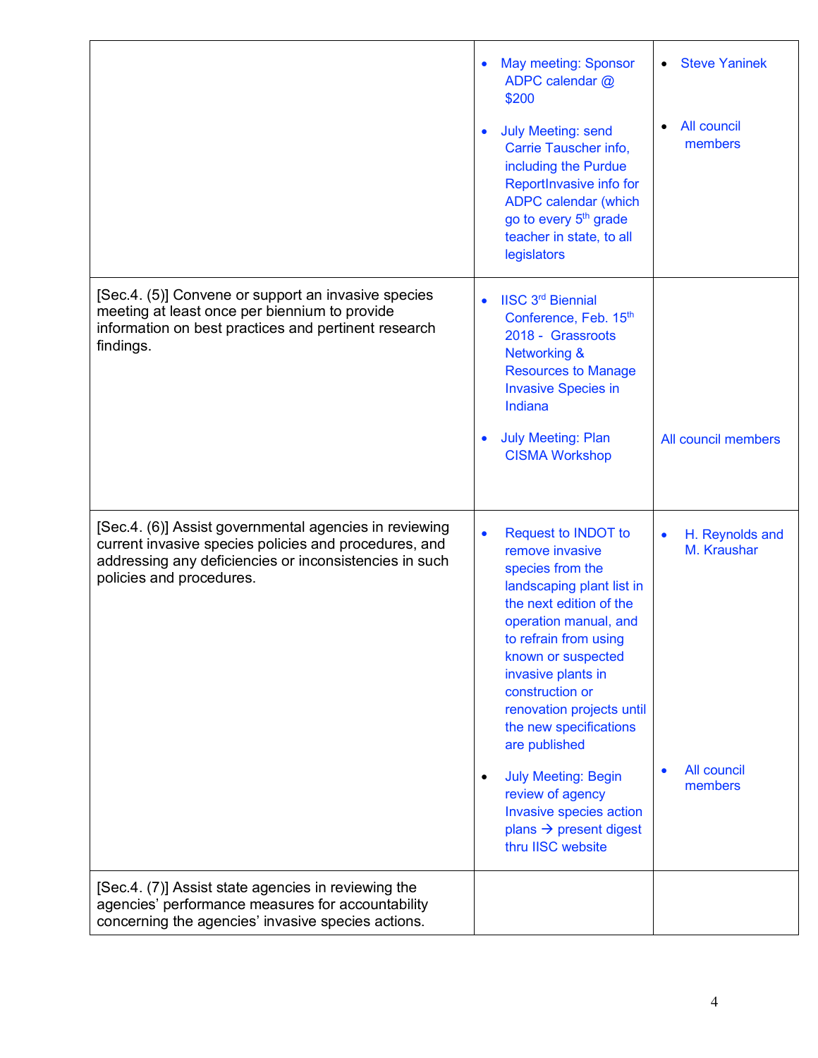| | | |
|---|---|---|
| | • May meeting: Sponsor ADPC calendar @ $200<br><br>• July Meeting: send Carrie Tauscher info, including the Purdue ReportInvasive info for ADPC calendar (which go to every 5th grade teacher in state, to all legislators | • Steve Yaninek<br><br>• All council members |
| [Sec.4. (5)] Convene or support an invasive species meeting at least once per biennium to provide information on best practices and pertinent research findings. | • IISC 3rd Biennial Conference, Feb. 15th 2018 - Grassroots Networking & Resources to Manage Invasive Species in Indiana<br><br>• July Meeting: Plan CISMA Workshop | All council members |
| [Sec.4. (6)] Assist governmental agencies in reviewing current invasive species policies and procedures, and addressing any deficiencies or inconsistencies in such policies and procedures. | • Request to INDOT to remove invasive species from the landscaping plant list in the next edition of the operation manual, and to refrain from using known or suspected invasive plants in construction or renovation projects until the new specifications are published<br><br>• July Meeting: Begin review of agency Invasive species action plans → present digest thru IISC website | • H. Reynolds and M. Kraushar<br><br>• All council members |
| [Sec.4. (7)] Assist state agencies in reviewing the agencies' performance measures for accountability concerning the agencies' invasive species actions. | | |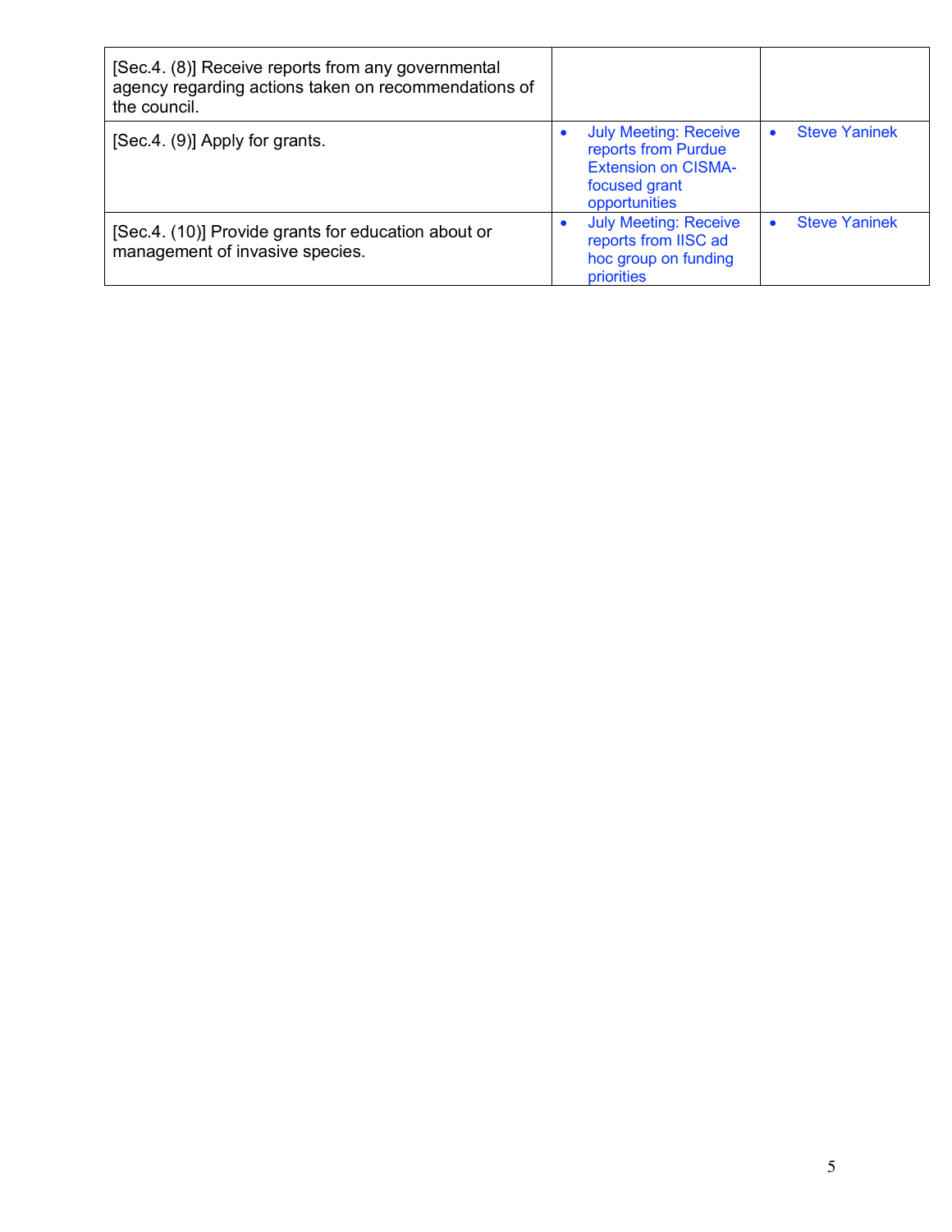| | | |
|---|---|---|
| [Sec.4. (8)] Receive reports from any governmental agency regarding actions taken on recommendations of the council. | | |
| [Sec.4. (9)] Apply for grants. | • July Meeting: Receive reports from Purdue Extension on CISMA-focused grant opportunities | • Steve Yaninek |
| [Sec.4. (10)] Provide grants for education about or management of invasive species. | • July Meeting: Receive reports from IISC ad hoc group on funding priorities | • Steve Yaninek |